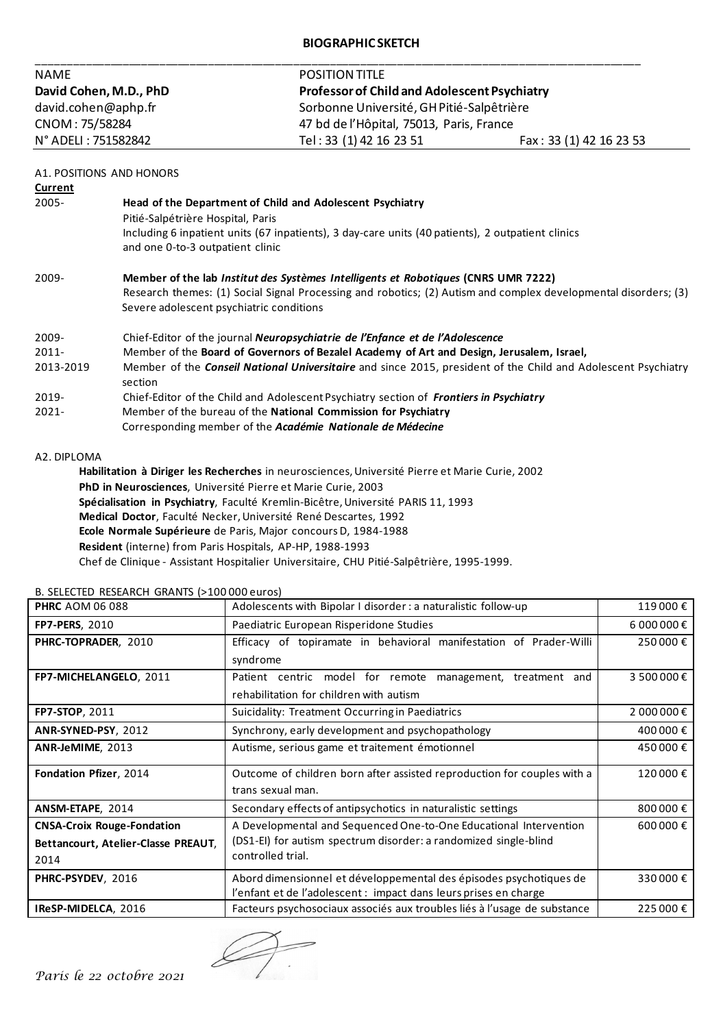**BIOGRAPHIC SKETCH**

| NAME | POSITION TITLE | |
|---|---|---|
| **David Cohen, M.D., PhD** | **Professor of Child and Adolescent Psychiatry** | |
| david.cohen@aphp.fr | Sorbonne Université, GH Pitié-Salpêtrière | |
| CNOM : 75/58284 | 47 bd de l'Hôpital, 75013, Paris, France | |
| N° ADELI : 751582842 | Tel : 33 (1) 42 16 23 51 | Fax : 33 (1) 42 16 23 53 |

A1. POSITIONS AND HONORS

**Current**

2005- **Head of the Department of Child and Adolescent Psychiatry**
Pitié-Salpétrière Hospital, Paris
Including 6 inpatient units (67 inpatients), 3 day-care units (40 patients), 2 outpatient clinics and one 0-to-3 outpatient clinic

2009- **Member of the lab *Institut des Systèmes Intelligents et Robotiques* (CNRS UMR 7222)**
Research themes: (1) Social Signal Processing and robotics; (2) Autism and complex developmental disorders; (3) Severe adolescent psychiatric conditions

2009- Chief-Editor of the journal ***Neuropsychiatrie de l'Enfance et de l'Adolescence***

2011- Member of the **Board of Governors of Bezalel Academy of Art and Design, Jerusalem, Israel,**

2013-2019 Member of the ***Conseil National Universitaire*** and since 2015, president of the Child and Adolescent Psychiatry section

2019- Chief-Editor of the Child and Adolescent Psychiatry section of ***Frontiers in Psychiatry***

2021- Member of the bureau of the **National Commission for Psychiatry**
Corresponding member of the ***Académie Nationale de Médecine***

A2. DIPLOMA

**Habilitation à Diriger les Recherches** in neurosciences, Université Pierre et Marie Curie, 2002
**PhD in Neurosciences**, Université Pierre et Marie Curie, 2003
**Spécialisation in Psychiatry**, Faculté Kremlin-Bicêtre, Université PARIS 11, 1993
**Medical Doctor**, Faculté Necker, Université René Descartes, 1992
**Ecole Normale Supérieure** de Paris, Major concours D, 1984-1988
**Resident** (interne) from Paris Hospitals, AP-HP, 1988-1993
Chef de Clinique - Assistant Hospitalier Universitaire, CHU Pitié-Salpêtrière, 1995-1999.

B. SELECTED RESEARCH GRANTS (>100 000 euros)

| | | |
|---|---|---|
| **PHRC** AOM 06 088 | Adolescents with Bipolar I disorder : a naturalistic follow-up | 119 000 € |
| **FP7-PERS**, 2010 | Paediatric European Risperidone Studies | 6 000 000 € |
| **PHRC-TOPRADER**, 2010 | Efficacy of topiramate in behavioral manifestation of Prader-Willi syndrome | 250 000 € |
| **FP7-MICHELANGELO**, 2011 | Patient centric model for remote management, treatment and rehabilitation for children with autism | 3 500 000 € |
| **FP7-STOP**, 2011 | Suicidality: Treatment Occurring in Paediatrics | 2 000 000 € |
| **ANR-SYNED-PSY**, 2012 | Synchrony, early development and psychopathology | 400 000 € |
| **ANR-JeMIME**, 2013 | Autisme, serious game et traitement émotionnel | 450 000 € |
| **Fondation Pfizer**, 2014 | Outcome of children born after assisted reproduction for couples with a trans sexual man. | 120 000 € |
| **ANSM-ETAPE**, 2014 | Secondary effects of antipsychotics in naturalistic settings | 800 000 € |
| **CNSA-Croix Rouge-Fondation Bettancourt, Atelier-Classe PREAUT**, 2014 | A Developmental and Sequenced One-to-One Educational Intervention (DS1-EI) for autism spectrum disorder: a randomized single-blind controlled trial. | 600 000 € |
| **PHRC-PSYDEV**, 2016 | Abord dimensionnel et développemental des épisodes psychotiques de l'enfant et de l'adolescent : impact dans leurs prises en charge | 330 000 € |
| **IReSP-MIDELCA**, 2016 | Facteurs psychosociaux associés aux troubles liés à l'usage de substance | 225 000 € |

*Paris le 22 octobre 2021*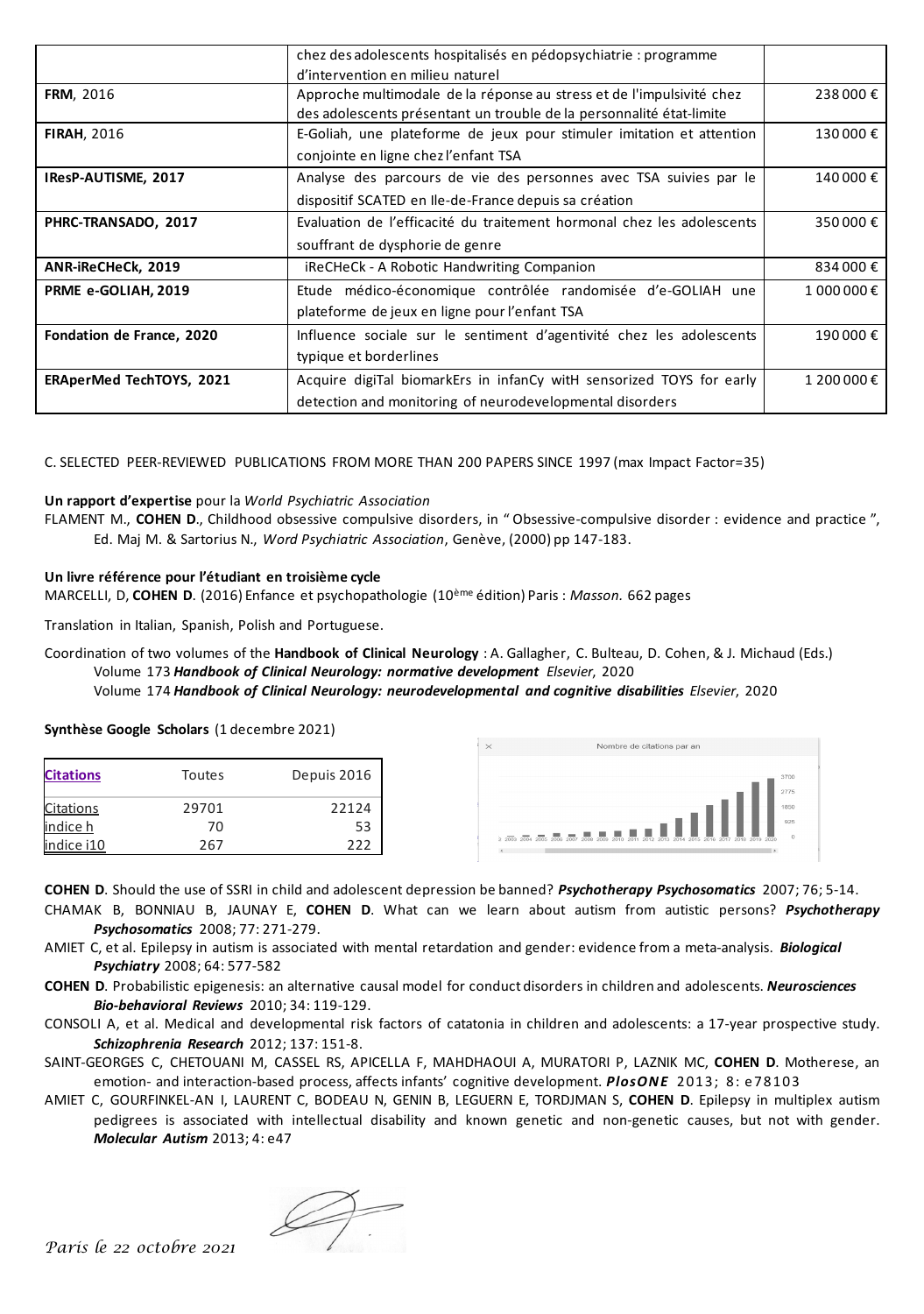|  |  |  |
|---|---|---|
|  | chez des adolescents hospitalisés en pédopsychiatrie : programme d'intervention en milieu naturel |  |
| **FRM**, 2016 | Approche multimodale de la réponse au stress et de l'impulsivité chez des adolescents présentant un trouble de la personnalité état-limite | 238 000 € |
| **FIRAH**, 2016 | E-Goliah, une plateforme de jeux pour stimuler imitation et attention conjointe en ligne chez l'enfant TSA | 130 000 € |
| **IResP-AUTISME, 2017** | Analyse des parcours de vie des personnes avec TSA suivies par le dispositif SCATED en Ile-de-France depuis sa création | 140 000 € |
| **PHRC-TRANSADO, 2017** | Evaluation de l'efficacité du traitement hormonal chez les adolescents souffrant de dysphorie de genre | 350 000 € |
| **ANR-iReCHeCk, 2019** | iReCHeCk - A Robotic Handwriting Companion | 834 000 € |
| **PRME e-GOLIAH, 2019** | Etude médico-économique contrôlée randomisée d'e-GOLIAH une plateforme de jeux en ligne pour l'enfant TSA | 1 000 000 € |
| **Fondation de France, 2020** | Influence sociale sur le sentiment d'agentivité chez les adolescents typique et borderlines | 190 000 € |
| **ERAperMed TechTOYS, 2021** | Acquire digiTal biomarkErs in infanCy witH sensorized TOYS for early detection and monitoring of neurodevelopmental disorders | 1 200 000 € |

C. SELECTED PEER-REVIEWED PUBLICATIONS FROM MORE THAN 200 PAPERS SINCE 1997 (max Impact Factor=35)

**Un rapport d'expertise** pour la *World Psychiatric Association*

FLAMENT M., **COHEN D**., Childhood obsessive compulsive disorders, in " Obsessive-compulsive disorder : evidence and practice ", Ed. Maj M. & Sartorius N., *Word Psychiatric Association*, Genève, (2000) pp 147-183.

**Un livre référence pour l'étudiant en troisième cycle**

MARCELLI, D, **COHEN D**. (2016) Enfance et psychopathologie (10ème édition) Paris : *Masson.* 662 pages

Translation in Italian, Spanish, Polish and Portuguese.

Coordination of two volumes of the **Handbook of Clinical Neurology** : A. Gallagher, C. Bulteau, D. Cohen, & J. Michaud (Eds.)
Volume 173 ***Handbook of Clinical Neurology: normative development*** *Elsevier*, 2020
Volume 174 ***Handbook of Clinical Neurology: neurodevelopmental and cognitive disabilities*** *Elsevier*, 2020

**Synthèse Google Scholars** (1 decembre 2021)

| Citations | Toutes | Depuis 2016 |
|---|---|---|
| Citations | 29701 | 22124 |
| indice h | 70 | 53 |
| indice i10 | 267 | 222 |

**COHEN D**. Should the use of SSRI in child and adolescent depression be banned? ***Psychotherapy Psychosomatics*** 2007; 76; 5-14.

CHAMAK B, BONNIAU B, JAUNAY E, **COHEN D**. What can we learn about autism from autistic persons? ***Psychotherapy Psychosomatics*** 2008; 77: 271-279.

AMIET C, et al. Epilepsy in autism is associated with mental retardation and gender: evidence from a meta-analysis. ***Biological Psychiatry*** 2008; 64: 577-582

**COHEN D**. Probabilistic epigenesis: an alternative causal model for conduct disorders in children and adolescents. ***Neurosciences Bio-behavioral Reviews*** 2010; 34: 119-129.

CONSOLI A, et al. Medical and developmental risk factors of catatonia in children and adolescents: a 17-year prospective study. ***Schizophrenia Research*** 2012; 137: 151-8.

SAINT-GEORGES C, CHETOUANI M, CASSEL RS, APICELLA F, MAHDHAOUI A, MURATORI P, LAZNIK MC, **COHEN D**. Motherese, an emotion- and interaction-based process, affects infants' cognitive development. ***PlosONE*** 2013; 8: e78103

AMIET C, GOURFINKEL-AN I, LAURENT C, BODEAU N, GENIN B, LEGUERN E, TORDJMAN S, **COHEN D**. Epilepsy in multiplex autism pedigrees is associated with intellectual disability and known genetic and non-genetic causes, but not with gender. ***Molecular Autism*** 2013; 4: e47

*Paris le 22 octobre 2021*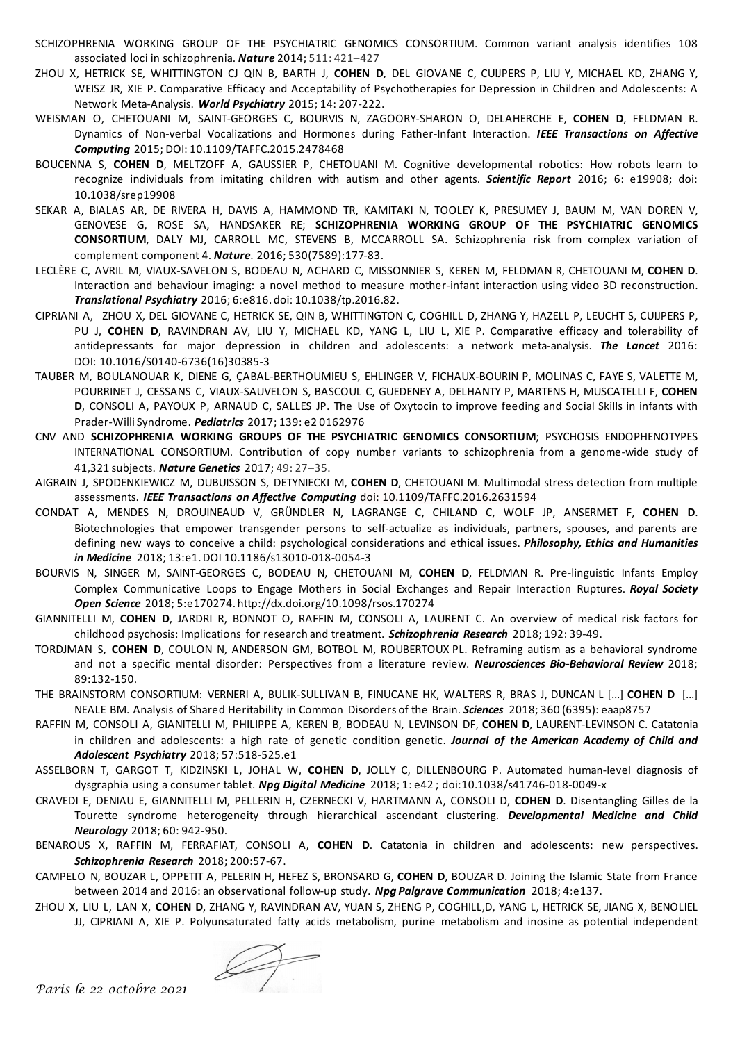SCHIZOPHRENIA WORKING GROUP OF THE PSYCHIATRIC GENOMICS CONSORTIUM. Common variant analysis identifies 108 associated loci in schizophrenia. ***Nature*** 2014; 511: 421–427

ZHOU X, HETRICK SE, WHITTINGTON CJ QIN B, BARTH J, **COHEN D**, DEL GIOVANE C, CUIJPERS P, LIU Y, MICHAEL KD, ZHANG Y, WEISZ JR, XIE P. Comparative Efficacy and Acceptability of Psychotherapies for Depression in Children and Adolescents: A Network Meta-Analysis. ***World Psychiatry*** 2015; 14: 207-222.

WEISMAN O, CHETOUANI M, SAINT-GEORGES C, BOURVIS N, ZAGOORY-SHARON O, DELAHERCHE E, **COHEN D**, FELDMAN R. Dynamics of Non-verbal Vocalizations and Hormones during Father-Infant Interaction. ***IEEE Transactions on Affective Computing*** 2015; DOI: 10.1109/TAFFC.2015.2478468

BOUCENNA S, **COHEN D**, MELTZOFF A, GAUSSIER P, CHETOUANI M. Cognitive developmental robotics: How robots learn to recognize individuals from imitating children with autism and other agents. ***Scientific Report*** 2016; 6: e19908; doi: 10.1038/srep19908

SEKAR A, BIALAS AR, DE RIVERA H, DAVIS A, HAMMOND TR, KAMITAKI N, TOOLEY K, PRESUMEY J, BAUM M, VAN DOREN V, GENOVESE G, ROSE SA, HANDSAKER RE; **SCHIZOPHRENIA WORKING GROUP OF THE PSYCHIATRIC GENOMICS CONSORTIUM**, DALY MJ, CARROLL MC, STEVENS B, MCCARROLL SA. Schizophrenia risk from complex variation of complement component 4. ***Nature***. 2016; 530(7589):177-83.

LECLÈRE C, AVRIL M, VIAUX-SAVELON S, BODEAU N, ACHARD C, MISSONNIER S, KEREN M, FELDMAN R, CHETOUANI M, **COHEN D**. Interaction and behaviour imaging: a novel method to measure mother-infant interaction using video 3D reconstruction. ***Translational Psychiatry*** 2016; 6:e816. doi: 10.1038/tp.2016.82.

CIPRIANI A, ZHOU X, DEL GIOVANE C, HETRICK SE, QIN B, WHITTINGTON C, COGHILL D, ZHANG Y, HAZELL P, LEUCHT S, CUIJPERS P, PU J, **COHEN D**, RAVINDRAN AV, LIU Y, MICHAEL KD, YANG L, LIU L, XIE P. Comparative efficacy and tolerability of antidepressants for major depression in children and adolescents: a network meta-analysis. ***The Lancet*** 2016: DOI: 10.1016/S0140-6736(16)30385-3

TAUBER M, BOULANOUAR K, DIENE G, ÇABAL-BERTHOUMIEU S, EHLINGER V, FICHAUX-BOURIN P, MOLINAS C, FAYE S, VALETTE M, POURRINET J, CESSANS C, VIAUX-SAUVELON S, BASCOUL C, GUEDENEY A, DELHANTY P, MARTENS H, MUSCATELLI F, **COHEN D**, CONSOLI A, PAYOUX P, ARNAUD C, SALLES JP. The Use of Oxytocin to improve feeding and Social Skills in infants with Prader-Willi Syndrome. ***Pediatrics*** 2017; 139: e2 0162976

CNV AND **SCHIZOPHRENIA WORKING GROUPS OF THE PSYCHIATRIC GENOMICS CONSORTIUM**; PSYCHOSIS ENDOPHENOTYPES INTERNATIONAL CONSORTIUM. Contribution of copy number variants to schizophrenia from a genome-wide study of 41,321 subjects. ***Nature Genetics*** 2017; 49: 27–35.

AIGRAIN J, SPODENKIEWICZ M, DUBUISSON S, DETYNIECKI M, **COHEN D**, CHETOUANI M. Multimodal stress detection from multiple assessments. ***IEEE Transactions on Affective Computing*** doi: 10.1109/TAFFC.2016.2631594

CONDAT A, MENDES N, DROUINEAUD V, GRÜNDLER N, LAGRANGE C, CHILAND C, WOLF JP, ANSERMET F, **COHEN D**. Biotechnologies that empower transgender persons to self-actualize as individuals, partners, spouses, and parents are defining new ways to conceive a child: psychological considerations and ethical issues. ***Philosophy, Ethics and Humanities in Medicine*** 2018; 13:e1. DOI 10.1186/s13010-018-0054-3

BOURVIS N, SINGER M, SAINT-GEORGES C, BODEAU N, CHETOUANI M, **COHEN D**, FELDMAN R. Pre-linguistic Infants Employ Complex Communicative Loops to Engage Mothers in Social Exchanges and Repair Interaction Ruptures. ***Royal Society Open Science*** 2018; 5:e170274. http://dx.doi.org/10.1098/rsos.170274

GIANNITELLI M, **COHEN D**, JARDRI R, BONNOT O, RAFFIN M, CONSOLI A, LAURENT C. An overview of medical risk factors for childhood psychosis: Implications for research and treatment. ***Schizophrenia Research*** 2018; 192: 39-49.

TORDJMAN S, **COHEN D**, COULON N, ANDERSON GM, BOTBOL M, ROUBERTOUX PL. Reframing autism as a behavioral syndrome and not a specific mental disorder: Perspectives from a literature review. ***Neurosciences Bio-Behavioral Review*** 2018; 89:132-150.

THE BRAINSTORM CONSORTIUM: VERNERI A, BULIK-SULLIVAN B, FINUCANE HK, WALTERS R, BRAS J, DUNCAN L [...] **COHEN D** [...] NEALE BM. Analysis of Shared Heritability in Common Disorders of the Brain. ***Sciences*** 2018; 360 (6395): eaap8757

RAFFIN M, CONSOLI A, GIANITELLI M, PHILIPPE A, KEREN B, BODEAU N, LEVINSON DF, **COHEN D**, LAURENT-LEVINSON C. Catatonia in children and adolescents: a high rate of genetic condition genetic. ***Journal of the American Academy of Child and Adolescent Psychiatry*** 2018; 57:518-525.e1

ASSELBORN T, GARGOT T, KIDZINSKI L, JOHAL W, **COHEN D**, JOLLY C, DILLENBOURG P. Automated human-level diagnosis of dysgraphia using a consumer tablet. ***Npg Digital Medicine*** 2018; 1: e42 ; doi:10.1038/s41746-018-0049-x

CRAVEDI E, DENIAU E, GIANNITELLI M, PELLERIN H, CZERNECKI V, HARTMANN A, CONSOLI D, **COHEN D**. Disentangling Gilles de la Tourette syndrome heterogeneity through hierarchical ascendant clustering. ***Developmental Medicine and Child Neurology*** 2018; 60: 942-950.

BENAROUS X, RAFFIN M, FERRAFIAT, CONSOLI A, **COHEN D**. Catatonia in children and adolescents: new perspectives. ***Schizophrenia Research*** 2018; 200:57-67.

CAMPELO N, BOUZAR L, OPPETIT A, PELERIN H, HEFEZ S, BRONSARD G, **COHEN D**, BOUZAR D. Joining the Islamic State from France between 2014 and 2016: an observational follow-up study. ***Npg Palgrave Communication*** 2018; 4:e137.

ZHOU X, LIU L, LAN X, **COHEN D**, ZHANG Y, RAVINDRAN AV, YUAN S, ZHENG P, COGHILL,D, YANG L, HETRICK SE, JIANG X, BENOLIEL JJ, CIPRIANI A, XIE P. Polyunsaturated fatty acids metabolism, purine metabolism and inosine as potential independent

*Paris le 22 octobre 2021*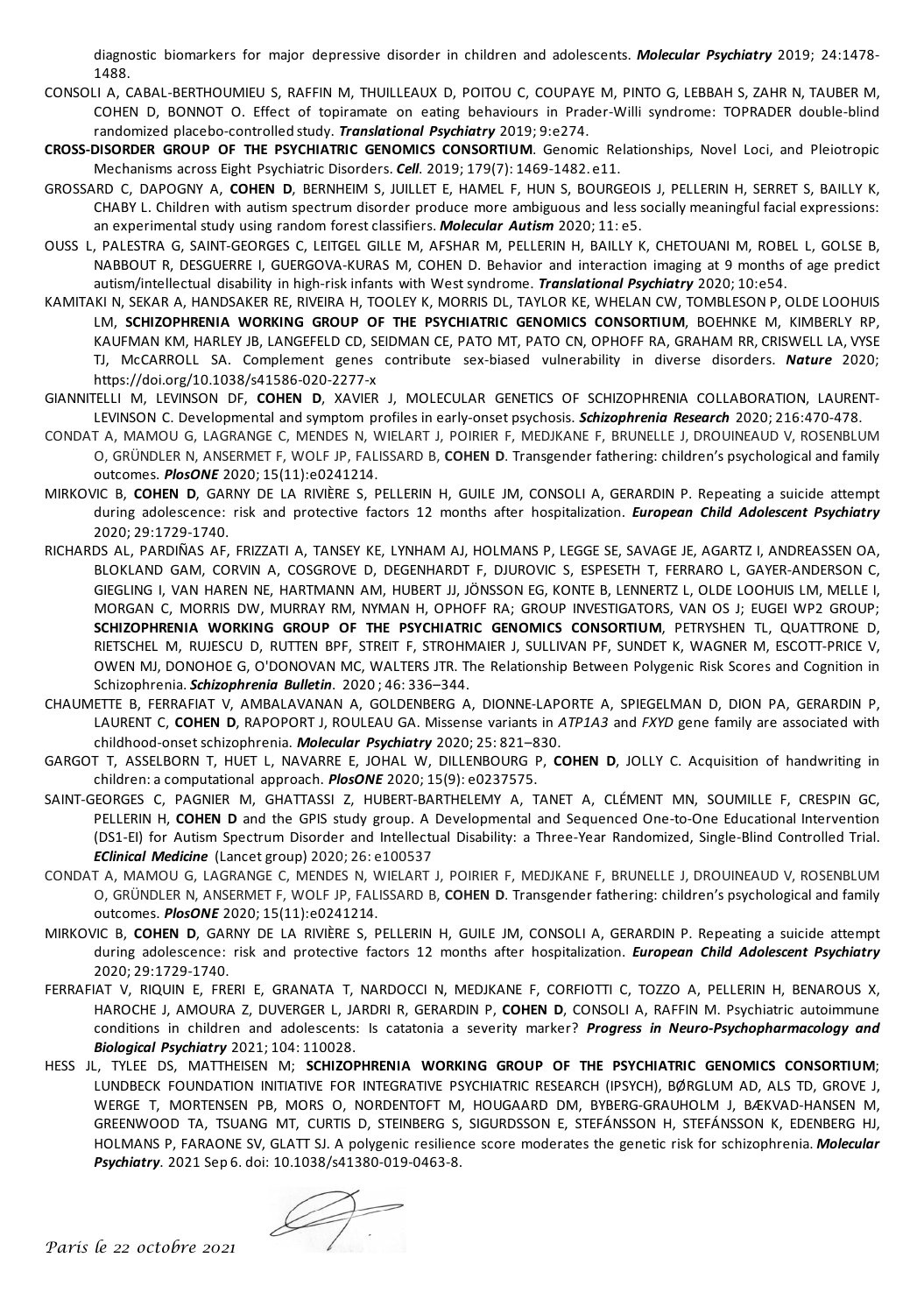diagnostic biomarkers for major depressive disorder in children and adolescents. ***Molecular Psychiatry*** 2019; 24:1478-1488.

CONSOLI A, CABAL-BERTHOUMIEU S, RAFFIN M, THUILLEAUX D, POITOU C, COUPAYE M, PINTO G, LEBBAH S, ZAHR N, TAUBER M, COHEN D, BONNOT O. Effect of topiramate on eating behaviours in Prader-Willi syndrome: TOPRADER double-blind randomized placebo-controlled study. ***Translational Psychiatry*** 2019; 9:e274.

**CROSS-DISORDER GROUP OF THE PSYCHIATRIC GENOMICS CONSORTIUM**. Genomic Relationships, Novel Loci, and Pleiotropic Mechanisms across Eight Psychiatric Disorders. ***Cell***. 2019; 179(7): 1469-1482.e11.

GROSSARD C, DAPOGNY A, **COHEN D**, BERNHEIM S, JUILLET E, HAMEL F, HUN S, BOURGEOIS J, PELLERIN H, SERRET S, BAILLY K, CHABY L. Children with autism spectrum disorder produce more ambiguous and less socially meaningful facial expressions: an experimental study using random forest classifiers. ***Molecular Autism*** 2020; 11: e5.

OUSS L, PALESTRA G, SAINT-GEORGES C, LEITGEL GILLE M, AFSHAR M, PELLERIN H, BAILLY K, CHETOUANI M, ROBEL L, GOLSE B, NABBOUT R, DESGUERRE I, GUERGOVA-KURAS M, COHEN D. Behavior and interaction imaging at 9 months of age predict autism/intellectual disability in high-risk infants with West syndrome. ***Translational Psychiatry*** 2020; 10:e54.

KAMITAKI N, SEKAR A, HANDSAKER RE, RIVEIRA H, TOOLEY K, MORRIS DL, TAYLOR KE, WHELAN CW, TOMBLESON P, OLDE LOOHUIS LM, **SCHIZOPHRENIA WORKING GROUP OF THE PSYCHIATRIC GENOMICS CONSORTIUM**, BOEHNKE M, KIMBERLY RP, KAUFMAN KM, HARLEY JB, LANGEFELD CD, SEIDMAN CE, PATO MT, PATO CN, OPHOFF RA, GRAHAM RR, CRISWELL LA, VYSE TJ, McCARROLL SA. Complement genes contribute sex-biased vulnerability in diverse disorders. ***Nature*** 2020; https://doi.org/10.1038/s41586-020-2277-x

GIANNITELLI M, LEVINSON DF, **COHEN D**, XAVIER J, MOLECULAR GENETICS OF SCHIZOPHRENIA COLLABORATION, LAURENT-LEVINSON C. Developmental and symptom profiles in early-onset psychosis. ***Schizophrenia Research*** 2020; 216:470-478.

CONDAT A, MAMOU G, LAGRANGE C, MENDES N, WIELART J, POIRIER F, MEDJKANE F, BRUNELLE J, DROUINEAUD V, ROSENBLUM O, GRÜNDLER N, ANSERMET F, WOLF JP, FALISSARD B, **COHEN D**. Transgender fathering: children's psychological and family outcomes. ***PlosONE*** 2020; 15(11):e0241214.

MIRKOVIC B, **COHEN D**, GARNY DE LA RIVIÈRE S, PELLERIN H, GUILE JM, CONSOLI A, GERARDIN P. Repeating a suicide attempt during adolescence: risk and protective factors 12 months after hospitalization. ***European Child Adolescent Psychiatry*** 2020; 29:1729-1740.

RICHARDS AL, PARDIÑAS AF, FRIZZATI A, TANSEY KE, LYNHAM AJ, HOLMANS P, LEGGE SE, SAVAGE JE, AGARTZ I, ANDREASSEN OA, BLOKLAND GAM, CORVIN A, COSGROVE D, DEGENHARDT F, DJUROVIC S, ESPESETH T, FERRARO L, GAYER-ANDERSON C, GIEGLING I, VAN HAREN NE, HARTMANN AM, HUBERT JJ, JÖNSSON EG, KONTE B, LENNERTZ L, OLDE LOOHUIS LM, MELLE I, MORGAN C, MORRIS DW, MURRAY RM, NYMAN H, OPHOFF RA; GROUP INVESTIGATORS, VAN OS J; EUGEI WP2 GROUP; **SCHIZOPHRENIA WORKING GROUP OF THE PSYCHIATRIC GENOMICS CONSORTIUM**, PETRYSHEN TL, QUATTRONE D, RIETSCHEL M, RUJESCU D, RUTTEN BPF, STREIT F, STROHMAIER J, SULLIVAN PF, SUNDET K, WAGNER M, ESCOTT-PRICE V, OWEN MJ, DONOHOE G, O'DONOVAN MC, WALTERS JTR. The Relationship Between Polygenic Risk Scores and Cognition in Schizophrenia. ***Schizophrenia Bulletin***. 2020 ; 46: 336–344.

CHAUMETTE B, FERRAFIAT V, AMBALAVANAN A, GOLDENBERG A, DIONNE-LAPORTE A, SPIEGELMAN D, DION PA, GERARDIN P, LAURENT C, **COHEN D**, RAPOPORT J, ROULEAU GA. Missense variants in *ATP1A3* and *FXYD* gene family are associated with childhood-onset schizophrenia. ***Molecular Psychiatry*** 2020; 25: 821–830.

GARGOT T, ASSELBORN T, HUET L, NAVARRE E, JOHAL W, DILLENBOURG P, **COHEN D**, JOLLY C. Acquisition of handwriting in children: a computational approach. ***PlosONE*** 2020; 15(9): e0237575.

SAINT-GEORGES C, PAGNIER M, GHATTASSI Z, HUBERT-BARTHELEMY A, TANET A, CLÉMENT MN, SOUMILLE F, CRESPIN GC, PELLERIN H, **COHEN D** and the GPIS study group. A Developmental and Sequenced One-to-One Educational Intervention (DS1-EI) for Autism Spectrum Disorder and Intellectual Disability: a Three-Year Randomized, Single-Blind Controlled Trial. ***EClinical Medicine*** (Lancet group) 2020; 26: e100537

CONDAT A, MAMOU G, LAGRANGE C, MENDES N, WIELART J, POIRIER F, MEDJKANE F, BRUNELLE J, DROUINEAUD V, ROSENBLUM O, GRÜNDLER N, ANSERMET F, WOLF JP, FALISSARD B, **COHEN D**. Transgender fathering: children's psychological and family outcomes. ***PlosONE*** 2020; 15(11):e0241214.

MIRKOVIC B, **COHEN D**, GARNY DE LA RIVIÈRE S, PELLERIN H, GUILE JM, CONSOLI A, GERARDIN P. Repeating a suicide attempt during adolescence: risk and protective factors 12 months after hospitalization. ***European Child Adolescent Psychiatry*** 2020; 29:1729-1740.

FERRAFIAT V, RIQUIN E, FRERI E, GRANATA T, NARDOCCI N, MEDJKANE F, CORFIOTTI C, TOZZO A, PELLERIN H, BENAROUS X, HAROCHE J, AMOURA Z, DUVERGER L, JARDRI R, GERARDIN P, **COHEN D**, CONSOLI A, RAFFIN M. Psychiatric autoimmune conditions in children and adolescents: Is catatonia a severity marker? ***Progress in Neuro-Psychopharmacology and Biological Psychiatry*** 2021; 104: 110028.

HESS JL, TYLEE DS, MATTHEISEN M; **SCHIZOPHRENIA WORKING GROUP OF THE PSYCHIATRIC GENOMICS CONSORTIUM**; LUNDBECK FOUNDATION INITIATIVE FOR INTEGRATIVE PSYCHIATRIC RESEARCH (IPSYCH), BØRGLUM AD, ALS TD, GROVE J, WERGE T, MORTENSEN PB, MORS O, NORDENTOFT M, HOUGAARD DM, BYBERG-GRAUHOLM J, BÆKVAD-HANSEN M, GREENWOOD TA, TSUANG MT, CURTIS D, STEINBERG S, SIGURDSSON E, STEFÁNSSON H, STEFÁNSSON K, EDENBERG HJ, HOLMANS P, FARAONE SV, GLATT SJ. A polygenic resilience score moderates the genetic risk for schizophrenia. ***Molecular Psychiatry***. 2021 Sep 6. doi: 10.1038/s41380-019-0463-8.

*Paris le 22 octobre 2021*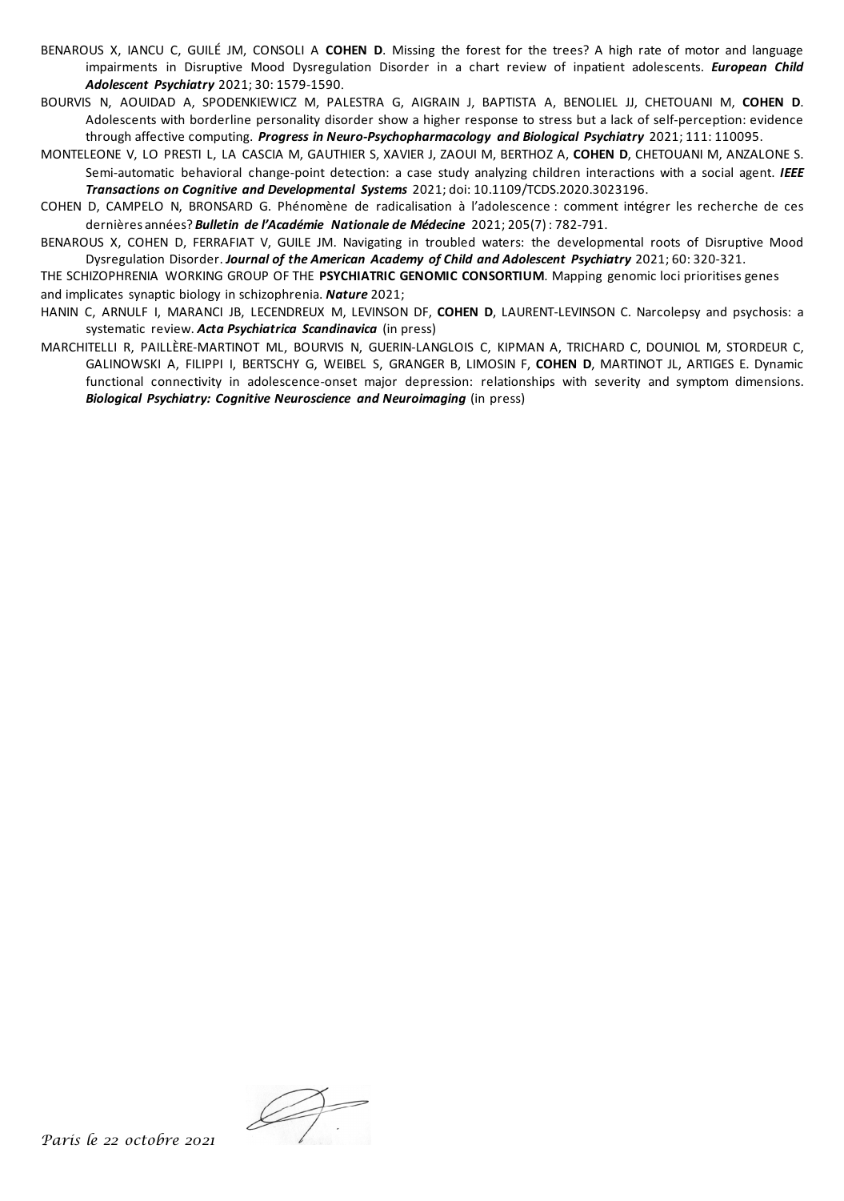BENAROUS X, IANCU C, GUILÉ JM, CONSOLI A **COHEN D**. Missing the forest for the trees? A high rate of motor and language impairments in Disruptive Mood Dysregulation Disorder in a chart review of inpatient adolescents. ***European Child Adolescent Psychiatry*** 2021; 30: 1579-1590.

BOURVIS N, AOUIDAD A, SPODENKIEWICZ M, PALESTRA G, AIGRAIN J, BAPTISTA A, BENOLIEL JJ, CHETOUANI M, **COHEN D**. Adolescents with borderline personality disorder show a higher response to stress but a lack of self-perception: evidence through affective computing. ***Progress in Neuro-Psychopharmacology and Biological Psychiatry*** 2021; 111: 110095.

MONTELEONE V, LO PRESTI L, LA CASCIA M, GAUTHIER S, XAVIER J, ZAOUI M, BERTHOZ A, **COHEN D**, CHETOUANI M, ANZALONE S. Semi-automatic behavioral change-point detection: a case study analyzing children interactions with a social agent. ***IEEE Transactions on Cognitive and Developmental Systems*** 2021; doi: 10.1109/TCDS.2020.3023196.

COHEN D, CAMPELO N, BRONSARD G. Phénomène de radicalisation à l'adolescence : comment intégrer les recherche de ces dernières années? ***Bulletin de l'Académie Nationale de Médecine*** 2021; 205(7) : 782-791.

BENAROUS X, COHEN D, FERRAFIAT V, GUILE JM. Navigating in troubled waters: the developmental roots of Disruptive Mood Dysregulation Disorder. ***Journal of the American Academy of Child and Adolescent Psychiatry*** 2021; 60: 320-321.

THE SCHIZOPHRENIA WORKING GROUP OF THE **PSYCHIATRIC GENOMIC CONSORTIUM**. Mapping genomic loci prioritises genes and implicates synaptic biology in schizophrenia. ***Nature*** 2021;

HANIN C, ARNULF I, MARANCI JB, LECENDREUX M, LEVINSON DF, **COHEN D**, LAURENT-LEVINSON C. Narcolepsy and psychosis: a systematic review. ***Acta Psychiatrica Scandinavica*** (in press)

MARCHITELLI R, PAILLÈRE-MARTINOT ML, BOURVIS N, GUERIN-LANGLOIS C, KIPMAN A, TRICHARD C, DOUNIOL M, STORDEUR C, GALINOWSKI A, FILIPPI I, BERTSCHY G, WEIBEL S, GRANGER B, LIMOSIN F, **COHEN D**, MARTINOT JL, ARTIGES E. Dynamic functional connectivity in adolescence-onset major depression: relationships with severity and symptom dimensions. ***Biological Psychiatry: Cognitive Neuroscience and Neuroimaging*** (in press)

*Paris le 22 octobre 2021*